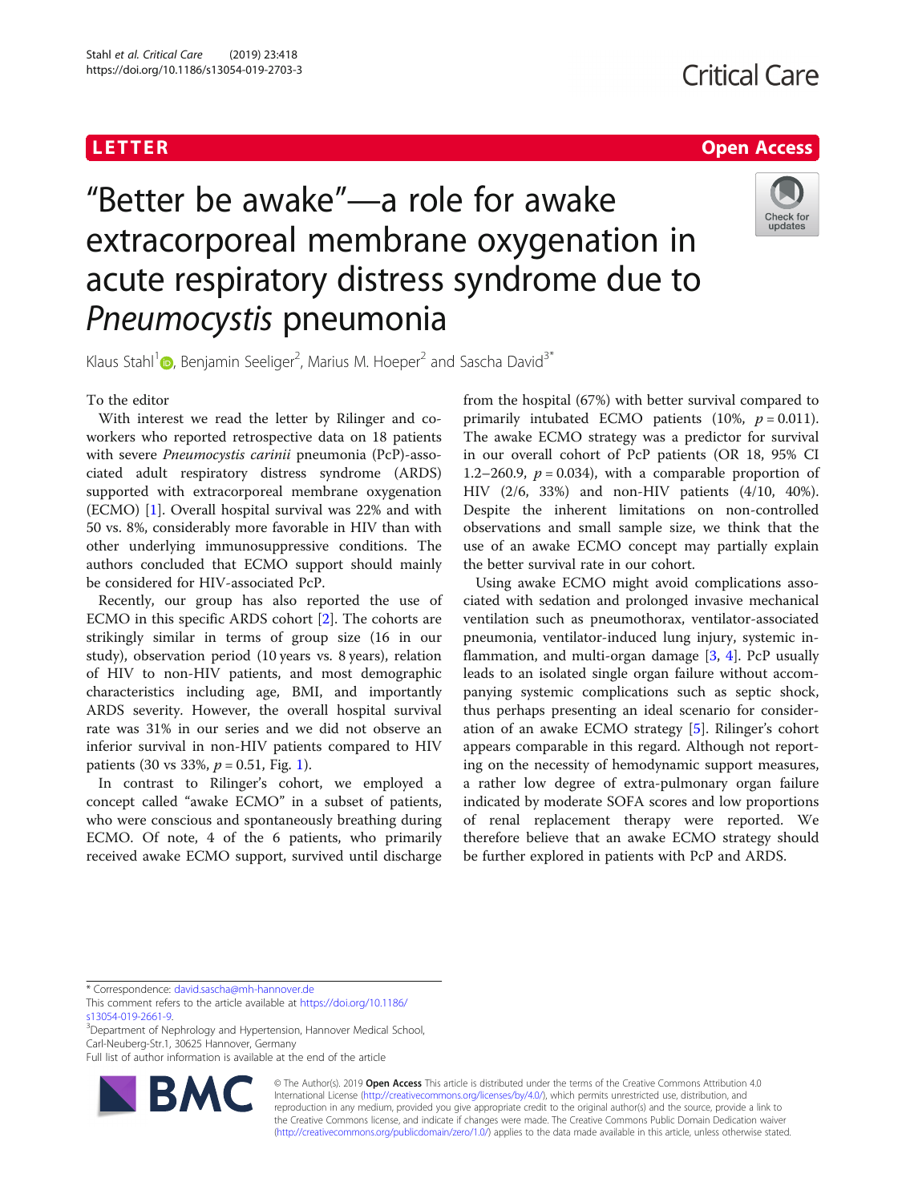LETTER

Open Access

# "Better be awake"—a role for awake extracorporeal membrane oxygenation in acute respiratory distress syndrome due to *Pneumocystis* pneumonia

Klaus Stahl[1], Benjamin Seeliger[2], Marius M. Hoeper[2] and Sascha David[3*]

To the editor

With interest we read the letter by Rilinger and coworkers who reported retrospective data on 18 patients with severe *Pneumocystis carinii* pneumonia (PcP)-associated adult respiratory distress syndrome (ARDS) supported with extracorporeal membrane oxygenation (ECMO) [1]. Overall hospital survival was 22% and with 50 vs. 8%, considerably more favorable in HIV than with other underlying immunosuppressive conditions. The authors concluded that ECMO support should mainly be considered for HIV-associated PcP.

Recently, our group has also reported the use of ECMO in this specific ARDS cohort [2]. The cohorts are strikingly similar in terms of group size (16 in our study), observation period (10 years vs. 8 years), relation of HIV to non-HIV patients, and most demographic characteristics including age, BMI, and importantly ARDS severity. However, the overall hospital survival rate was 31% in our series and we did not observe an inferior survival in non-HIV patients compared to HIV patients (30 vs 33%, $p = 0.51$, Fig. 1).

In contrast to Rilinger's cohort, we employed a concept called "awake ECMO" in a subset of patients, who were conscious and spontaneously breathing during ECMO. Of note, 4 of the 6 patients, who primarily received awake ECMO support, survived until discharge from the hospital (67%) with better survival compared to primarily intubated ECMO patients (10%, $p = 0.011$). The awake ECMO strategy was a predictor for survival in our overall cohort of PcP patients (OR 18, 95% CI 1.2–260.9, $p = 0.034$), with a comparable proportion of HIV (2/6, 33%) and non-HIV patients (4/10, 40%). Despite the inherent limitations on non-controlled observations and small sample size, we think that the use of an awake ECMO concept may partially explain the better survival rate in our cohort.

Using awake ECMO might avoid complications associated with sedation and prolonged invasive mechanical ventilation such as pneumothorax, ventilator-associated pneumonia, ventilator-induced lung injury, systemic inflammation, and multi-organ damage [3, 4]. PcP usually leads to an isolated single organ failure without accompanying systemic complications such as septic shock, thus perhaps presenting an ideal scenario for consideration of an awake ECMO strategy [5]. Rilinger's cohort appears comparable in this regard. Although not reporting on the necessity of hemodynamic support measures, a rather low degree of extra-pulmonary organ failure indicated by moderate SOFA scores and low proportions of renal replacement therapy were reported. We therefore believe that an awake ECMO strategy should be further explored in patients with PcP and ARDS.

\* Correspondence: david.sascha@mh-hannover.de

This comment refers to the article available at https://doi.org/10.1186/s13054-019-2661-9.

[3]Department of Nephrology and Hypertension, Hannover Medical School, Carl-Neuberg-Str.1, 30625 Hannover, Germany

Full list of author information is available at the end of the article

© The Author(s). 2019 **Open Access** This article is distributed under the terms of the Creative Commons Attribution 4.0 International License (http://creativecommons.org/licenses/by/4.0/), which permits unrestricted use, distribution, and reproduction in any medium, provided you give appropriate credit to the original author(s) and the source, provide a link to the Creative Commons license, and indicate if changes were made. The Creative Commons Public Domain Dedication waiver (http://creativecommons.org/publicdomain/zero/1.0/) applies to the data made available in this article, unless otherwise stated.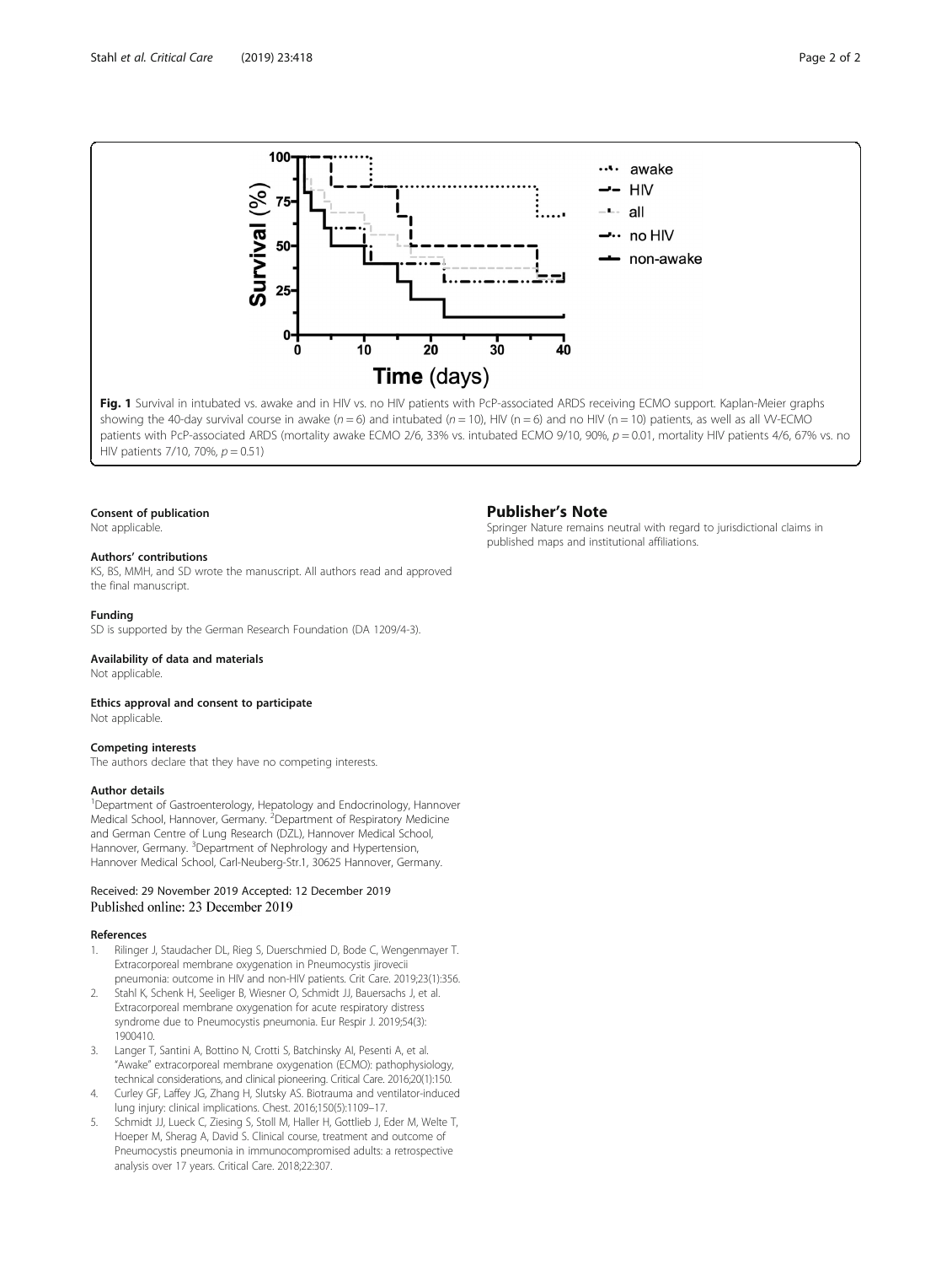Survival (%)

100

75

50

25

0

0 10 20 30 40

Time (days)

awake

HIV

all

no HIV

non-awake

**Fig. 1** Survival in intubated vs. awake and in HIV vs. no HIV patients with PcP-associated ARDS receiving ECMO support. Kaplan-Meier graphs showing the 40-day survival course in awake ($n = 6$) and intubated ($n = 10$), HIV ($n = 6$) and no HIV ($n = 10$) patients, as well as all VV-ECMO patients with PcP-associated ARDS (mortality awake ECMO 2/6, 33% vs. intubated ECMO 9/10, 90%, $p = 0.01$, mortality HIV patients 4/6, 67% vs. no HIV patients 7/10, 70%, $p = 0.51$)

#### Consent of publication

Not applicable.

#### Authors' contributions

KS, BS, MMH, and SD wrote the manuscript. All authors read and approved the final manuscript.

#### Funding

SD is supported by the German Research Foundation (DA 1209/4-3).

#### Availability of data and materials

Not applicable.

#### Ethics approval and consent to participate

Not applicable.

#### Competing interests

The authors declare that they have no competing interests.

#### Author details

[1]Department of Gastroenterology, Hepatology and Endocrinology, Hannover Medical School, Hannover, Germany. [2]Department of Respiratory Medicine and German Centre of Lung Research (DZL), Hannover Medical School, Hannover, Germany. [3]Department of Nephrology and Hypertension, Hannover Medical School, Carl-Neuberg-Str.1, 30625 Hannover, Germany.

Received: 29 November 2019 Accepted: 12 December 2019
Published online: 23 December 2019

#### References

1. Rilinger J, Staudacher DL, Rieg S, Duerschmied D, Bode C, Wengenmayer T. Extracorporeal membrane oxygenation in Pneumocystis jirovecii pneumonia: outcome in HIV and non-HIV patients. Crit Care. 2019;23(1):356.
2. Stahl K, Schenk H, Seeliger B, Wiesner O, Schmidt JJ, Bauersachs J, et al. Extracorporeal membrane oxygenation for acute respiratory distress syndrome due to Pneumocystis pneumonia. Eur Respir J. 2019;54(3): 1900410.
3. Langer T, Santini A, Bottino N, Crotti S, Batchinsky AI, Pesenti A, et al. "Awake" extracorporeal membrane oxygenation (ECMO): pathophysiology, technical considerations, and clinical pioneering. Critical Care. 2016;20(1):150.
4. Curley GF, Laffey JG, Zhang H, Slutsky AS. Biotrauma and ventilator-induced lung injury: clinical implications. Chest. 2016;150(5):1109–17.
5. Schmidt JJ, Lueck C, Ziesing S, Stoll M, Haller H, Gottlieb J, Eder M, Welte T, Hoeper M, Sherag A, David S. Clinical course, treatment and outcome of Pneumocystis pneumonia in immunocompromised adults: a retrospective analysis over 17 years. Critical Care. 2018;22:307.

## Publisher's Note

Springer Nature remains neutral with regard to jurisdictional claims in published maps and institutional affiliations.